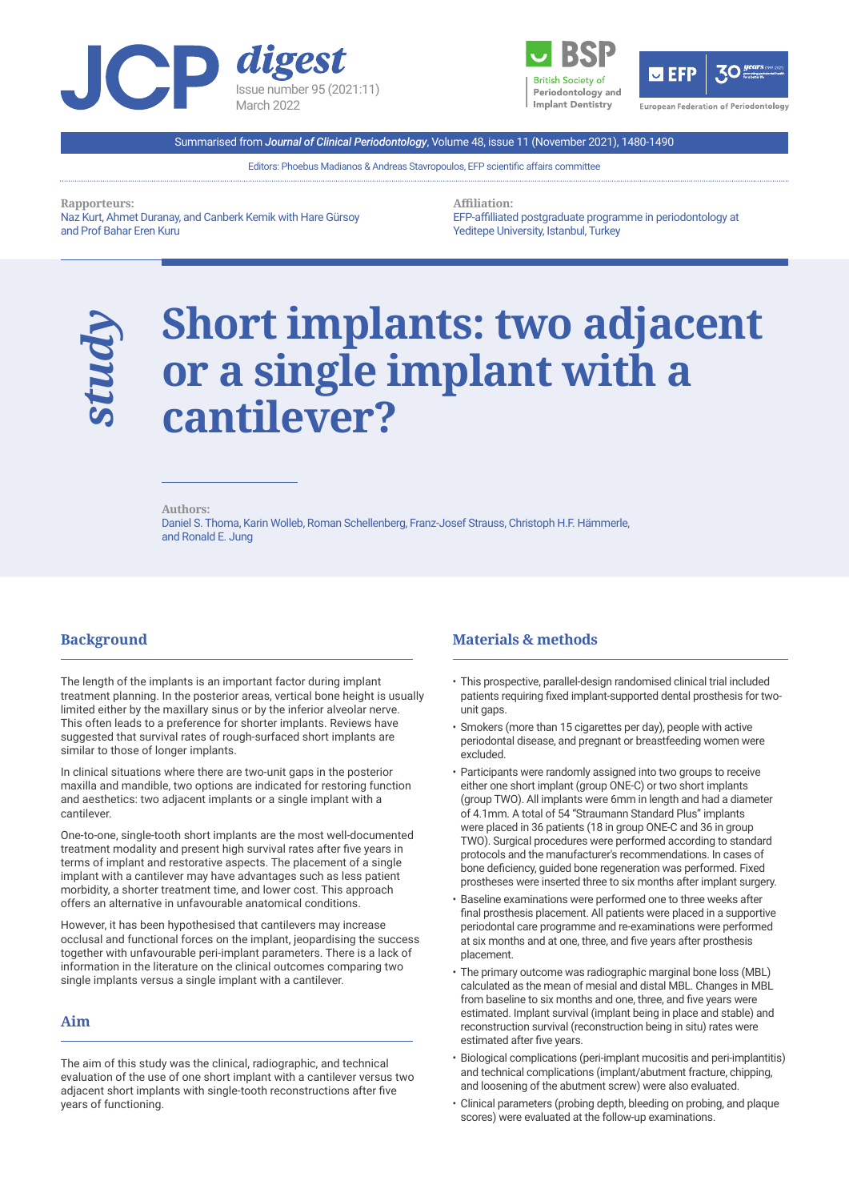JCP digest
Issue number 95 (2021:11)
March 2022

Summarised from *Journal of Clinical Periodontology*, Volume 48, issue 11 (November 2021), 1480-1490

Editors: Phoebus Madianos & Andreas Stavropoulos, EFP scientific affairs committee

**Rapporteurs:**
Naz Kurt, Ahmet Duranay, and Canberk Kemik with Hare Gürsoy and Prof Bahar Eren Kuru

**Affiliation:**
EFP-affiliated postgraduate programme in periodontology at Yeditepe University, Istanbul, Turkey

*study*

# Short implants: two adjacent or a single implant with a cantilever?

**Authors:**
Daniel S. Thoma, Karin Wolleb, Roman Schellenberg, Franz-Josef Strauss, Christoph H.F. Hämmerle, and Ronald E. Jung

## Background

The length of the implants is an important factor during implant treatment planning. In the posterior areas, vertical bone height is usually limited either by the maxillary sinus or by the inferior alveolar nerve. This often leads to a preference for shorter implants. Reviews have suggested that survival rates of rough-surfaced short implants are similar to those of longer implants.

In clinical situations where there are two-unit gaps in the posterior maxilla and mandible, two options are indicated for restoring function and aesthetics: two adjacent implants or a single implant with a cantilever.

One-to-one, single-tooth short implants are the most well-documented treatment modality and present high survival rates after five years in terms of implant and restorative aspects. The placement of a single implant with a cantilever may have advantages such as less patient morbidity, a shorter treatment time, and lower cost. This approach offers an alternative in unfavourable anatomical conditions.

However, it has been hypothesised that cantilevers may increase occlusal and functional forces on the implant, jeopardising the success together with unfavourable peri-implant parameters. There is a lack of information in the literature on the clinical outcomes comparing two single implants versus a single implant with a cantilever.

## Aim

The aim of this study was the clinical, radiographic, and technical evaluation of the use of one short implant with a cantilever versus two adjacent short implants with single-tooth reconstructions after five years of functioning.

## Materials & methods

- This prospective, parallel-design randomised clinical trial included patients requiring fixed implant-supported dental prosthesis for two-unit gaps.
- Smokers (more than 15 cigarettes per day), people with active periodontal disease, and pregnant or breastfeeding women were excluded.
- Participants were randomly assigned into two groups to receive either one short implant (group ONE-C) or two short implants (group TWO). All implants were 6mm in length and had a diameter of 4.1mm. A total of 54 "Straumann Standard Plus" implants were placed in 36 patients (18 in group ONE-C and 36 in group TWO). Surgical procedures were performed according to standard protocols and the manufacturer's recommendations. In cases of bone deficiency, guided bone regeneration was performed. Fixed prostheses were inserted three to six months after implant surgery.
- Baseline examinations were performed one to three weeks after final prosthesis placement. All patients were placed in a supportive periodontal care programme and re-examinations were performed at six months and at one, three, and five years after prosthesis placement.
- The primary outcome was radiographic marginal bone loss (MBL) calculated as the mean of mesial and distal MBL. Changes in MBL from baseline to six months and one, three, and five years were estimated. Implant survival (implant being in place and stable) and reconstruction survival (reconstruction being in situ) rates were estimated after five years.
- Biological complications (peri-implant mucositis and peri-implantitis) and technical complications (implant/abutment fracture, chipping, and loosening of the abutment screw) were also evaluated.
- Clinical parameters (probing depth, bleeding on probing, and plaque scores) were evaluated at the follow-up examinations.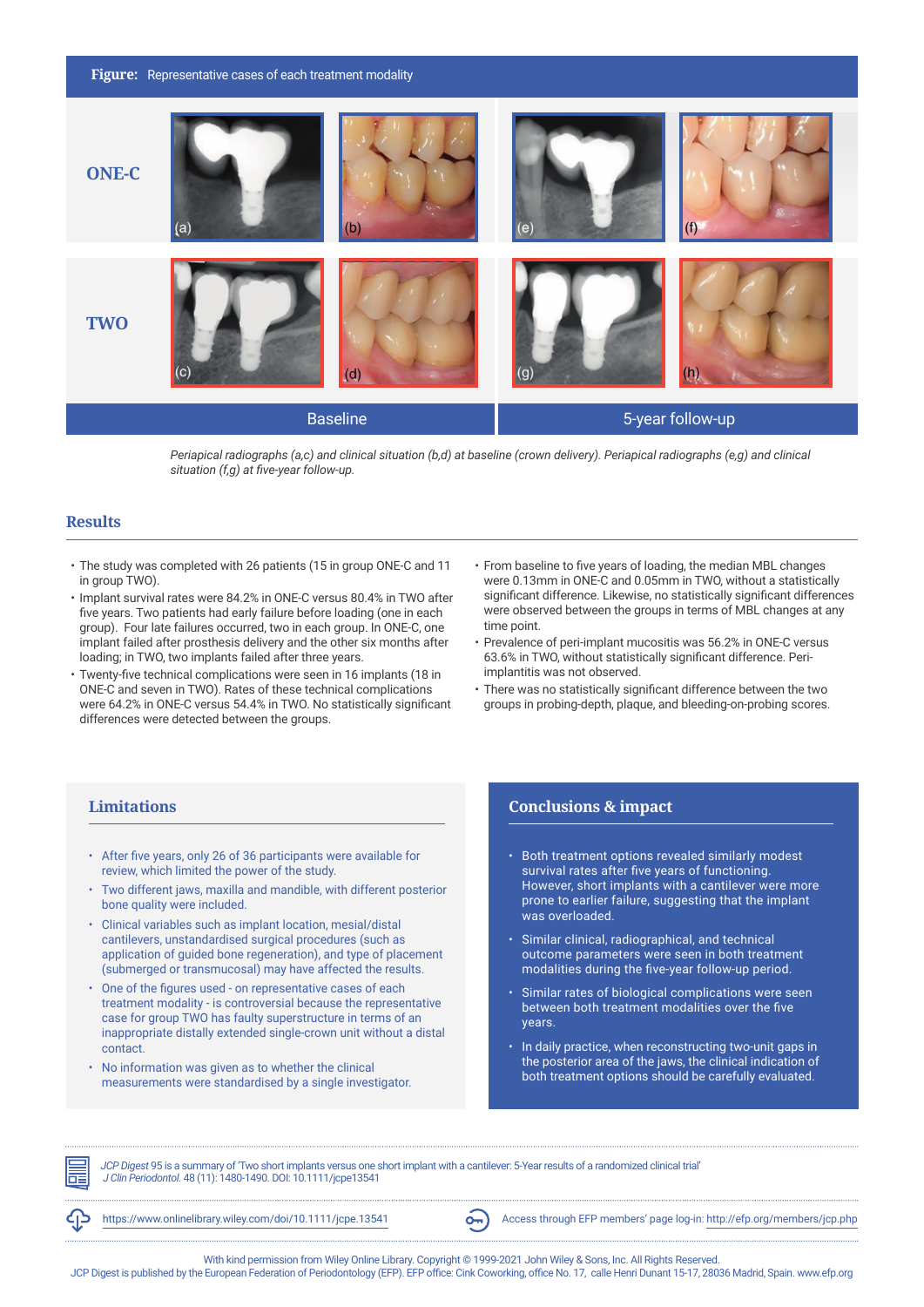**Figure:** Representative cases of each treatment modality

ONE-C

(a) (b) (e) (f)

TWO

(c) (d) (g) (h)

Baseline

5-year follow-up

*Periapical radiographs (a,c) and clinical situation (b,d) at baseline (crown delivery). Periapical radiographs (e,g) and clinical situation (f,g) at five-year follow-up.*

## Results

- The study was completed with 26 patients (15 in group ONE-C and 11 in group TWO).
- Implant survival rates were 84.2% in ONE-C versus 80.4% in TWO after five years. Two patients had early failure before loading (one in each group). Four late failures occurred, two in each group. In ONE-C, one implant failed after prosthesis delivery and the other six months after loading; in TWO, two implants failed after three years.
- Twenty-five technical complications were seen in 16 implants (18 in ONE-C and seven in TWO). Rates of these technical complications were 64.2% in ONE-C versus 54.4% in TWO. No statistically significant differences were detected between the groups.
- From baseline to five years of loading, the median MBL changes were 0.13mm in ONE-C and 0.05mm in TWO, without a statistically significant difference. Likewise, no statistically significant differences were observed between the groups in terms of MBL changes at any time point.
- Prevalence of peri-implant mucositis was 56.2% in ONE-C versus 63.6% in TWO, without statistically significant difference. Peri-implantitis was not observed.
- There was no statistically significant difference between the two groups in probing-depth, plaque, and bleeding-on-probing scores.

## Limitations

- After five years, only 26 of 36 participants were available for review, which limited the power of the study.
- Two different jaws, maxilla and mandible, with different posterior bone quality were included.
- Clinical variables such as implant location, mesial/distal cantilevers, unstandardised surgical procedures (such as application of guided bone regeneration), and type of placement (submerged or transmucosal) may have affected the results.
- One of the figures used - on representative cases of each treatment modality - is controversial because the representative case for group TWO has faulty superstructure in terms of an inappropriate distally extended single-crown unit without a distal contact.
- No information was given as to whether the clinical measurements were standardised by a single investigator.

## Conclusions & impact

- Both treatment options revealed similarly modest survival rates after five years of functioning. However, short implants with a cantilever were more prone to earlier failure, suggesting that the implant was overloaded.
- Similar clinical, radiographical, and technical outcome parameters were seen in both treatment modalities during the five-year follow-up period.
- Similar rates of biological complications were seen between both treatment modalities over the five years.
- In daily practice, when reconstructing two-unit gaps in the posterior area of the jaws, the clinical indication of both treatment options should be carefully evaluated.

*JCP Digest* 95 is a summary of 'Two short implants versus one short implant with a cantilever: 5-Year results of a randomized clinical trial' *J Clin Periodontol.* 48 (11): 1480-1490. DOI: 10.1111/jcpe13541

https://www.onlinelibrary.wiley.com/doi/10.1111/jcpe.13541

Access through EFP members' page log-in: http://efp.org/members/jcp.php

With kind permission from Wiley Online Library. Copyright © 1999-2021 John Wiley & Sons, Inc. All Rights Reserved.
JCP Digest is published by the European Federation of Periodontology (EFP). EFP office: Cink Coworking, office No. 17, calle Henri Dunant 15-17, 28036 Madrid, Spain. www.efp.org